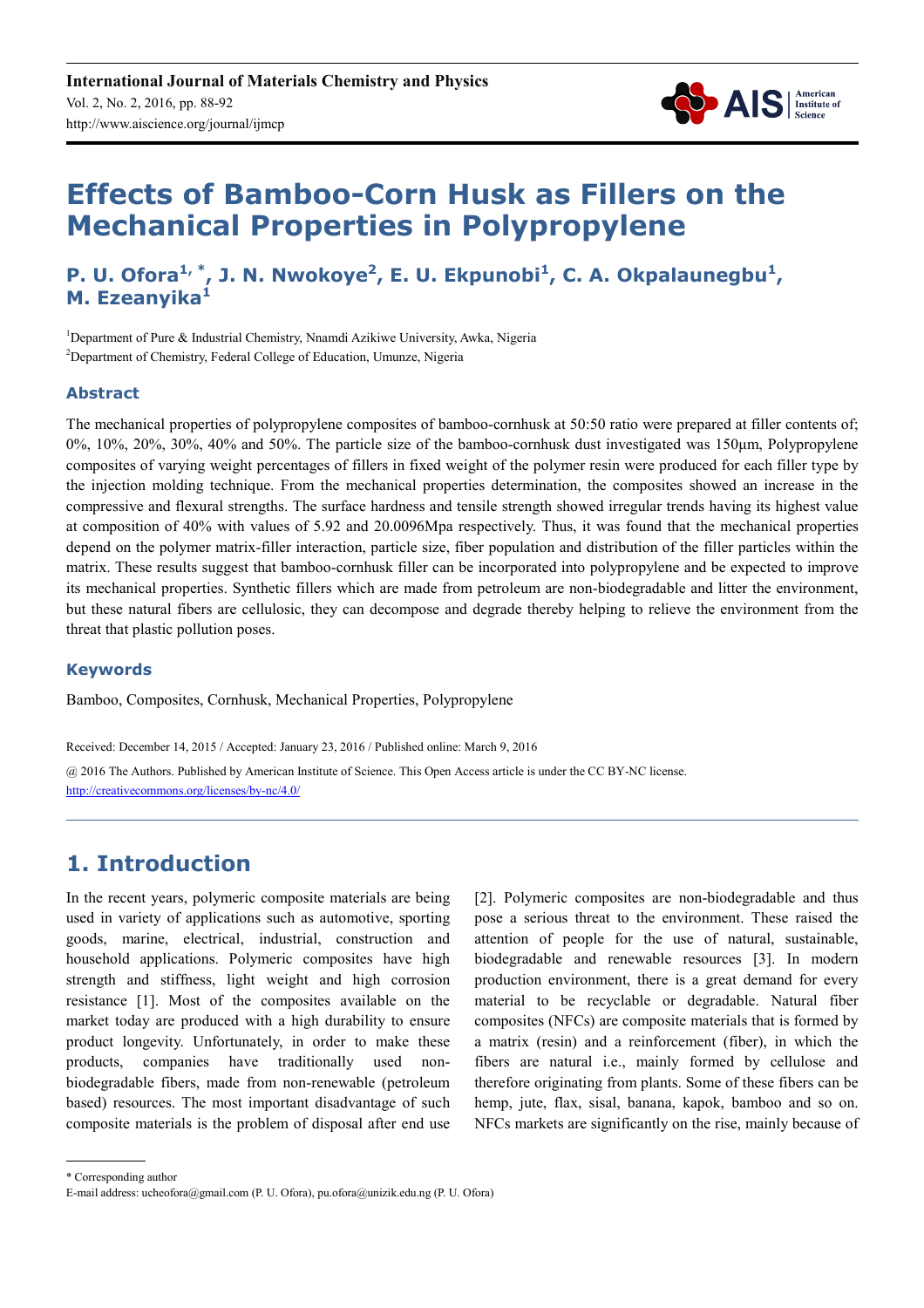# Effects of Bamboo-Corn Husk as Fillers on the Mechanical Properties in Polypropylene

**P. U. Ofora[1, *], J. N. Nwokoye[2], E. U. Ekpunobi[1], C. A. Okpalaunegbu[1], M. Ezeanyika[1]**

[1]Department of Pure & Industrial Chemistry, Nnamdi Azikiwe University, Awka, Nigeria

[2]Department of Chemistry, Federal College of Education, Umunze, Nigeria

## Abstract

The mechanical properties of polypropylene composites of bamboo-cornhusk at 50:50 ratio were prepared at filler contents of; 0%, 10%, 20%, 30%, 40% and 50%. The particle size of the bamboo-cornhusk dust investigated was 150µm, Polypropylene composites of varying weight percentages of fillers in fixed weight of the polymer resin were produced for each filler type by the injection molding technique. From the mechanical properties determination, the composites showed an increase in the compressive and flexural strengths. The surface hardness and tensile strength showed irregular trends having its highest value at composition of 40% with values of 5.92 and 20.0096Mpa respectively. Thus, it was found that the mechanical properties depend on the polymer matrix-filler interaction, particle size, fiber population and distribution of the filler particles within the matrix. These results suggest that bamboo-cornhusk filler can be incorporated into polypropylene and be expected to improve its mechanical properties. Synthetic fillers which are made from petroleum are non-biodegradable and litter the environment, but these natural fibers are cellulosic, they can decompose and degrade thereby helping to relieve the environment from the threat that plastic pollution poses.

## Keywords

Bamboo, Composites, Cornhusk, Mechanical Properties, Polypropylene

Received: December 14, 2015 / Accepted: January 23, 2016 / Published online: March 9, 2016

@ 2016 The Authors. Published by American Institute of Science. This Open Access article is under the CC BY-NC license. http://creativecommons.org/licenses/by-nc/4.0/

## 1. Introduction

In the recent years, polymeric composite materials are being used in variety of applications such as automotive, sporting goods, marine, electrical, industrial, construction and household applications. Polymeric composites have high strength and stiffness, light weight and high corrosion resistance [1]. Most of the composites available on the market today are produced with a high durability to ensure product longevity. Unfortunately, in order to make these products, companies have traditionally used non-biodegradable fibers, made from non-renewable (petroleum based) resources. The most important disadvantage of such composite materials is the problem of disposal after end use [2]. Polymeric composites are non-biodegradable and thus pose a serious threat to the environment. These raised the attention of people for the use of natural, sustainable, biodegradable and renewable resources [3]. In modern production environment, there is a great demand for every material to be recyclable or degradable. Natural fiber composites (NFCs) are composite materials that is formed by a matrix (resin) and a reinforcement (fiber), in which the fibers are natural i.e., mainly formed by cellulose and therefore originating from plants. Some of these fibers can be hemp, jute, flax, sisal, banana, kapok, bamboo and so on. NFCs markets are significantly on the rise, mainly because of

\* Corresponding author

E-mail address: ucheofora@gmail.com (P. U. Ofora), pu.ofora@unizik.edu.ng (P. U. Ofora)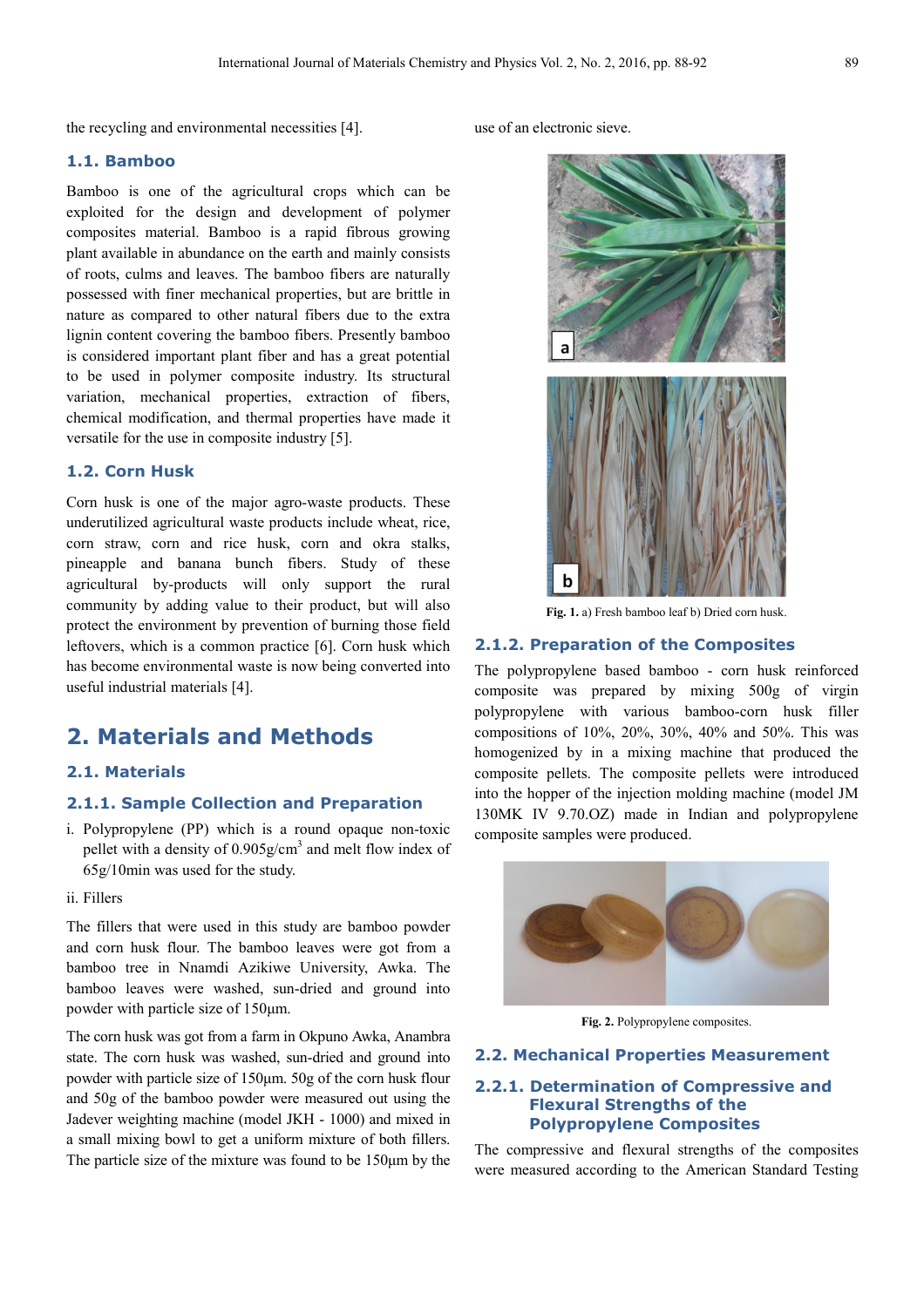the recycling and environmental necessities [4].

### 1.1. Bamboo

Bamboo is one of the agricultural crops which can be exploited for the design and development of polymer composites material. Bamboo is a rapid fibrous growing plant available in abundance on the earth and mainly consists of roots, culms and leaves. The bamboo fibers are naturally possessed with finer mechanical properties, but are brittle in nature as compared to other natural fibers due to the extra lignin content covering the bamboo fibers. Presently bamboo is considered important plant fiber and has a great potential to be used in polymer composite industry. Its structural variation, mechanical properties, extraction of fibers, chemical modification, and thermal properties have made it versatile for the use in composite industry [5].

### 1.2. Corn Husk

Corn husk is one of the major agro-waste products. These underutilized agricultural waste products include wheat, rice, corn straw, corn and rice husk, corn and okra stalks, pineapple and banana bunch fibers. Study of these agricultural by-products will only support the rural community by adding value to their product, but will also protect the environment by prevention of burning those field leftovers, which is a common practice [6]. Corn husk which has become environmental waste is now being converted into useful industrial materials [4].

## 2. Materials and Methods

### 2.1. Materials

#### 2.1.1. Sample Collection and Preparation

i. Polypropylene (PP) which is a round opaque non-toxic pellet with a density of 0.905g/cm$^3$ and melt flow index of 65g/10min was used for the study.

ii. Fillers

The fillers that were used in this study are bamboo powder and corn husk flour. The bamboo leaves were got from a bamboo tree in Nnamdi Azikiwe University, Awka. The bamboo leaves were washed, sun-dried and ground into powder with particle size of 150μm.

The corn husk was got from a farm in Okpuno Awka, Anambra state. The corn husk was washed, sun-dried and ground into powder with particle size of 150μm. 50g of the corn husk flour and 50g of the bamboo powder were measured out using the Jadever weighting machine (model JKH - 1000) and mixed in a small mixing bowl to get a uniform mixture of both fillers. The particle size of the mixture was found to be 150μm by the use of an electronic sieve.

**Fig. 1.** a) Fresh bamboo leaf b) Dried corn husk.

#### 2.1.2. Preparation of the Composites

The polypropylene based bamboo - corn husk reinforced composite was prepared by mixing 500g of virgin polypropylene with various bamboo-corn husk filler compositions of 10%, 20%, 30%, 40% and 50%. This was homogenized by in a mixing machine that produced the composite pellets. The composite pellets were introduced into the hopper of the injection molding machine (model JM 130MK IV 9.70.OZ) made in Indian and polypropylene composite samples were produced.

**Fig. 2.** Polypropylene composites.

### 2.2. Mechanical Properties Measurement

#### 2.2.1. Determination of Compressive and Flexural Strengths of the Polypropylene Composites

The compressive and flexural strengths of the composites were measured according to the American Standard Testing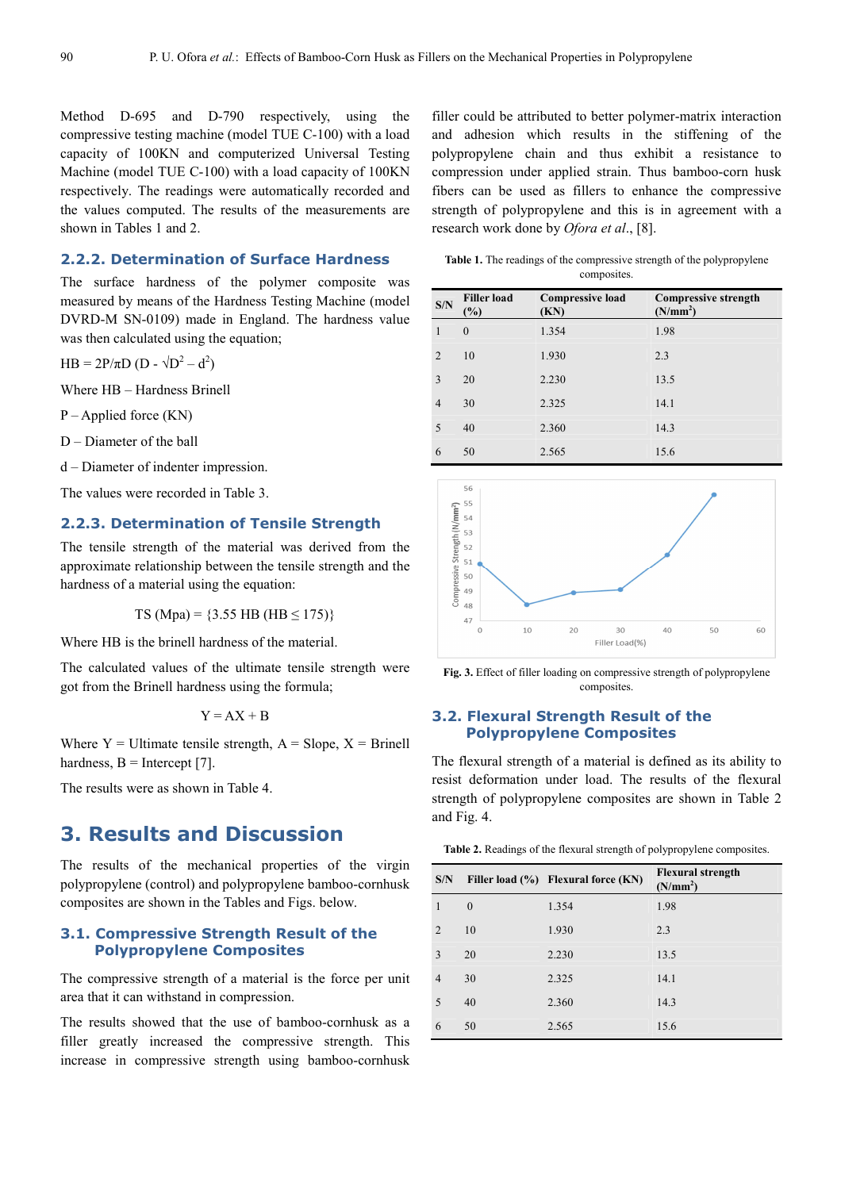Method D-695 and D-790 respectively, using the compressive testing machine (model TUE C-100) with a load capacity of 100KN and computerized Universal Testing Machine (model TUE C-100) with a load capacity of 100KN respectively. The readings were automatically recorded and the values computed. The results of the measurements are shown in Tables 1 and 2.

### 2.2.2. Determination of Surface Hardness

The surface hardness of the polymer composite was measured by means of the Hardness Testing Machine (model DVRD-M SN-0109) made in England. The hardness value was then calculated using the equation;

$HB = 2P/\pi D\ (D - \sqrt{D^2 - d^2})$

Where HB – Hardness Brinell

P – Applied force (KN)

D – Diameter of the ball

d – Diameter of indenter impression.

The values were recorded in Table 3.

### 2.2.3. Determination of Tensile Strength

The tensile strength of the material was derived from the approximate relationship between the tensile strength and the hardness of a material using the equation:

$$TS\ (Mpa) = \{3.55\ HB\ (HB \leq 175)\}$$

Where HB is the brinell hardness of the material.

The calculated values of the ultimate tensile strength were got from the Brinell hardness using the formula;

$$Y = AX + B$$

Where Y = Ultimate tensile strength, A = Slope, X = Brinell hardness, B = Intercept [7].

The results were as shown in Table 4.

## 3. Results and Discussion

The results of the mechanical properties of the virgin polypropylene (control) and polypropylene bamboo-cornhusk composites are shown in the Tables and Figs. below.

### 3.1. Compressive Strength Result of the Polypropylene Composites

The compressive strength of a material is the force per unit area that it can withstand in compression.

The results showed that the use of bamboo-cornhusk as a filler greatly increased the compressive strength. This increase in compressive strength using bamboo-cornhusk filler could be attributed to better polymer-matrix interaction and adhesion which results in the stiffening of the polypropylene chain and thus exhibit a resistance to compression under applied strain. Thus bamboo-corn husk fibers can be used as fillers to enhance the compressive strength of polypropylene and this is in agreement with a research work done by *Ofora et al*., [8].

**Table 1.** The readings of the compressive strength of the polypropylene composites.

| S/N | Filler load (%) | Compressive load (KN) | Compressive strength ($N/mm^2$) |
|---|---|---|---|
| 1 | 0 | 1.354 | 1.98 |
| 2 | 10 | 1.930 | 2.3 |
| 3 | 20 | 2.230 | 13.5 |
| 4 | 30 | 2.325 | 14.1 |
| 5 | 40 | 2.360 | 14.3 |
| 6 | 50 | 2.565 | 15.6 |

**Fig. 3.** Effect of filler loading on compressive strength of polypropylene composites.

### 3.2. Flexural Strength Result of the Polypropylene Composites

The flexural strength of a material is defined as its ability to resist deformation under load. The results of the flexural strength of polypropylene composites are shown in Table 2 and Fig. 4.

**Table 2.** Readings of the flexural strength of polypropylene composites.

| S/N | Filler load (%) | Flexural force (KN) | Flexural strength ($N/mm^2$) |
|---|---|---|---|
| 1 | 0 | 1.354 | 1.98 |
| 2 | 10 | 1.930 | 2.3 |
| 3 | 20 | 2.230 | 13.5 |
| 4 | 30 | 2.325 | 14.1 |
| 5 | 40 | 2.360 | 14.3 |
| 6 | 50 | 2.565 | 15.6 |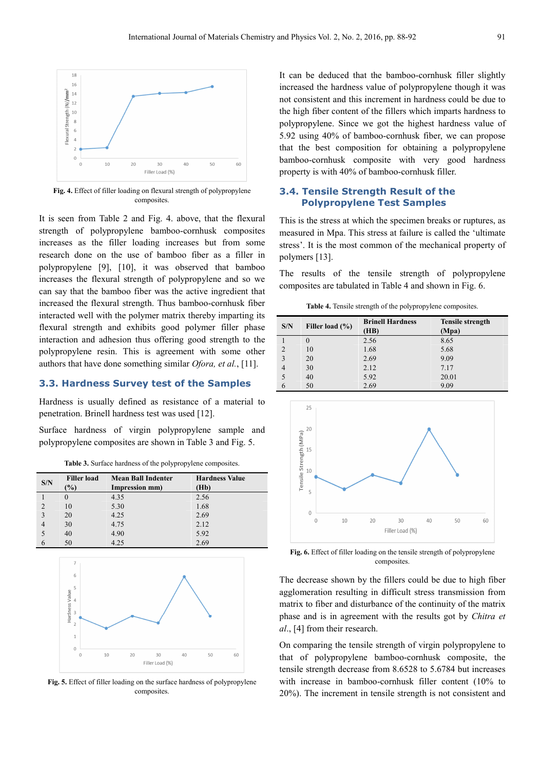Fig. 4. Effect of filler loading on flexural strength of polypropylene composites.

It is seen from Table 2 and Fig. 4. above, that the flexural strength of polypropylene bamboo-cornhusk composites increases as the filler loading increases but from some research done on the use of bamboo fiber as a filler in polypropylene [9], [10], it was observed that bamboo increases the flexural strength of polypropylene and so we can say that the bamboo fiber was the active ingredient that increased the flexural strength. Thus bamboo-cornhusk fiber interacted well with the polymer matrix thereby imparting its flexural strength and exhibits good polymer filler phase interaction and adhesion thus offering good strength to the polypropylene resin. This is agreement with some other authors that have done something similar *Ofora, et al.*, [11].

## 3.3. Hardness Survey test of the Samples

Hardness is usually defined as resistance of a material to penetration. Brinell hardness test was used [12].

Surface hardness of virgin polypropylene sample and polypropylene composites are shown in Table 3 and Fig. 5.

Table 3. Surface hardness of the polypropylene composites.

| S/N | Filler load (%) | Mean Ball Indenter Impression mm) | Hardness Value (Hb) |
|---|---|---|---|
| 1 | 0 | 4.35 | 2.56 |
| 2 | 10 | 5.30 | 1.68 |
| 3 | 20 | 4.25 | 2.69 |
| 4 | 30 | 4.75 | 2.12 |
| 5 | 40 | 4.90 | 5.92 |
| 6 | 50 | 4.25 | 2.69 |

Fig. 5. Effect of filler loading on the surface hardness of polypropylene composites.

It can be deduced that the bamboo-cornhusk filler slightly increased the hardness value of polypropylene though it was not consistent and this increment in hardness could be due to the high fiber content of the fillers which imparts hardness to polypropylene. Since we got the highest hardness value of 5.92 using 40% of bamboo-cornhusk fiber, we can propose that the best composition for obtaining a polypropylene bamboo-cornhusk composite with very good hardness property is with 40% of bamboo-cornhusk filler.

## 3.4. Tensile Strength Result of the Polypropylene Test Samples

This is the stress at which the specimen breaks or ruptures, as measured in Mpa. This stress at failure is called the 'ultimate stress'. It is the most common of the mechanical property of polymers [13].

The results of the tensile strength of polypropylene composites are tabulated in Table 4 and shown in Fig. 6.

Table 4. Tensile strength of the polypropylene composites.

| S/N | Filler load (%) | Brinell Hardness (HB) | Tensile strength (Mpa) |
|---|---|---|---|
| 1 | 0 | 2.56 | 8.65 |
| 2 | 10 | 1.68 | 5.68 |
| 3 | 20 | 2.69 | 9.09 |
| 4 | 30 | 2.12 | 7.17 |
| 5 | 40 | 5.92 | 20.01 |
| 6 | 50 | 2.69 | 9.09 |

Fig. 6. Effect of filler loading on the tensile strength of polypropylene composites.

The decrease shown by the fillers could be due to high fiber agglomeration resulting in difficult stress transmission from matrix to fiber and disturbance of the continuity of the matrix phase and is in agreement with the results got by *Chitra et al.*, [4] from their research.

On comparing the tensile strength of virgin polypropylene to that of polypropylene bamboo-cornhusk composite, the tensile strength decrease from 8.6528 to 5.6784 but increases with increase in bamboo-cornhusk filler content (10% to 20%). The increment in tensile strength is not consistent and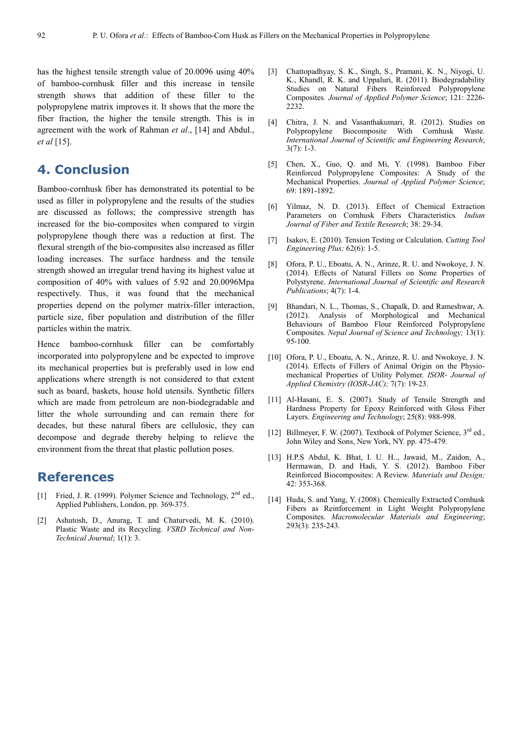has the highest tensile strength value of 20.0096 using 40% of bamboo-cornhusk filler and this increase in tensile strength shows that addition of these filler to the polypropylene matrix improves it. It shows that the more the fiber fraction, the higher the tensile strength. This is in agreement with the work of Rahman *et al*., [14] and Abdul., *et al* [15].

## 4. Conclusion

Bamboo-cornhusk fiber has demonstrated its potential to be used as filler in polypropylene and the results of the studies are discussed as follows; the compressive strength has increased for the bio-composites when compared to virgin polypropylene though there was a reduction at first. The flexural strength of the bio-composites also increased as filler loading increases. The surface hardness and the tensile strength showed an irregular trend having its highest value at composition of 40% with values of 5.92 and 20.0096Mpa respectively. Thus, it was found that the mechanical properties depend on the polymer matrix-filler interaction, particle size, fiber population and distribution of the filler particles within the matrix.

Hence bamboo-cornhusk filler can be comfortably incorporated into polypropylene and be expected to improve its mechanical properties but is preferably used in low end applications where strength is not considered to that extent such as board, baskets, house hold utensils. Synthetic fillers which are made from petroleum are non-biodegradable and litter the whole surrounding and can remain there for decades, but these natural fibers are cellulosic, they can decompose and degrade thereby helping to relieve the environment from the threat that plastic pollution poses.

## References

[1] Fried, J. R. (1999). Polymer Science and Technology, 2nd ed., Applied Publishers, London, pp. 369-375.

[2] Ashutosh, D., Anurag, T. and Chaturvedi, M. K. (2010). Plastic Waste and its Recycling. *VSRD Technical and Non-Technical Journal*; 1(1): 3.

[3] Chattopadhyay, S. K., Singh, S., Pramani, K. N., Niyogi, U. K., Khandl, R. K. and Uppaluri, R. (2011). Biodegradability Studies on Natural Fibers Reinforced Polypropylene Composites*. Journal of Applied Polymer Science*; 121: 2226-2232.

[4] Chitra, J. N. and Vasanthakumari, R. (2012). Studies on Polypropylene Biocomposite With Cornhusk Waste*. International Journal of Scientific and Engineering Research*; 3(7): 1-3.

[5] Chen, X., Guo, Q. and Mi, Y. (1998). Bamboo Fiber Reinforced Polypropylene Composites: A Study of the Mechanical Properties. *Journal of Applied Polymer Science*; 69: 1891-1892.

[6] Yilmaz, N. D. (2013). Effect of Chemical Extraction Parameters on Cornhusk Fibers Characteristics*. Indian Journal of Fiber and Textile Research*; 38: 29-34.

[7] Isakov, E. (2010). Tension Testing or Calculation. *Cutting Tool Engineering Plus;* 62(6): 1-5.

[8] Ofora, P. U., Eboatu, A. N., Arinze, R. U. and Nwokoye, J. N. (2014). Effects of Natural Fillers on Some Properties of Polystyrene. *International Journal of Scientific and Research Publications*; 4(7): 1-4.

[9] Bhandari, N. L., Thomas, S., Chapalk, D. and Rameshwar, A. (2012). Analysis of Morphological and Mechanical Behaviours of Bamboo Flour Reinforced Polypropylene Composites. *Nepal Journal of Science and Technology;* 13(1): 95-100.

[10] Ofora, P. U., Eboatu, A. N., Arinze, R. U. and Nwokoye, J. N. (2014). Effects of Fillers of Animal Origin on the Physio-mechanical Properties of Utility Polymer. *ISOR- Journal of Applied Chemistry (IOSR-JAC);* 7(7): 19-23.

[11] Al-Hasani, E. S. (2007). Study of Tensile Strength and Hardness Property for Epoxy Reinforced with Gloss Fiber Layers. *Engineering and Technology*; 25(8): 988-998.

[12] Billmeyer, F. W. (2007). Textbook of Polymer Science, 3rd ed., John Wiley and Sons, New York, NY. pp. 475-479.

[13] H.P.S Abdul, K. Bhat, I. U. H.., Jawaid, M., Zaidon, A., Hermawan, D. and Hadi, Y. S. (2012). Bamboo Fiber Reinforced Biocomposites: A Review. *Materials and Design;* 42: 353-368.

[14] Huda, S. and Yang, Y. (2008). Chemically Extracted Cornhusk Fibers as Reinforcement in Light Weight Polypropylene Composites. *Macromolecular Materials and Engineering*; 293(3): 235-243.